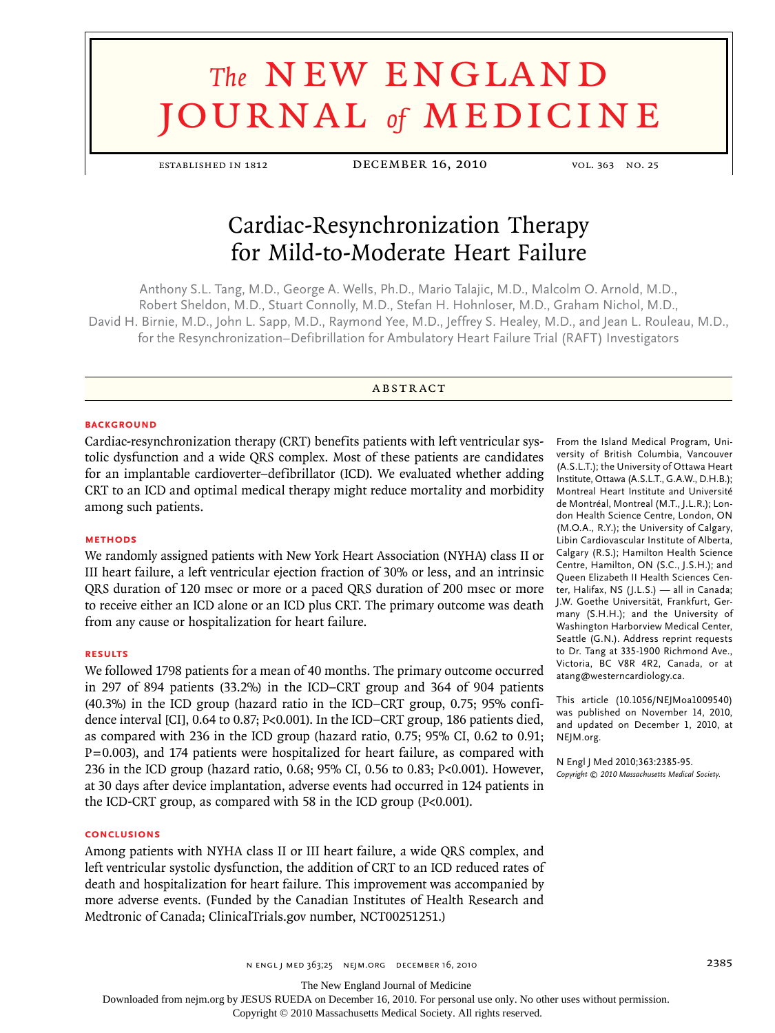# The NEW ENGLAND JOURNAL of MEDICINE

ESTABLISHED IN 1812 — DECEMBER 16, 2010 — VOL. 363 NO. 25

## Cardiac-Resynchronization Therapy for Mild-to-Moderate Heart Failure

Anthony S.L. Tang, M.D., George A. Wells, Ph.D., Mario Talajic, M.D., Malcolm O. Arnold, M.D., Robert Sheldon, M.D., Stuart Connolly, M.D., Stefan H. Hohnloser, M.D., Graham Nichol, M.D., David H. Birnie, M.D., John L. Sapp, M.D., Raymond Yee, M.D., Jeffrey S. Healey, M.D., and Jean L. Rouleau, M.D., for the Resynchronization–Defibrillation for Ambulatory Heart Failure Trial (RAFT) Investigators

### ABSTRACT

#### BACKGROUND

Cardiac-resynchronization therapy (CRT) benefits patients with left ventricular systolic dysfunction and a wide QRS complex. Most of these patients are candidates for an implantable cardioverter–defibrillator (ICD). We evaluated whether adding CRT to an ICD and optimal medical therapy might reduce mortality and morbidity among such patients.

#### METHODS

We randomly assigned patients with New York Heart Association (NYHA) class II or III heart failure, a left ventricular ejection fraction of 30% or less, and an intrinsic QRS duration of 120 msec or more or a paced QRS duration of 200 msec or more to receive either an ICD alone or an ICD plus CRT. The primary outcome was death from any cause or hospitalization for heart failure.

#### RESULTS

We followed 1798 patients for a mean of 40 months. The primary outcome occurred in 297 of 894 patients (33.2%) in the ICD–CRT group and 364 of 904 patients (40.3%) in the ICD group (hazard ratio in the ICD–CRT group, 0.75; 95% confidence interval [CI], 0.64 to 0.87; P<0.001). In the ICD–CRT group, 186 patients died, as compared with 236 in the ICD group (hazard ratio, 0.75; 95% CI, 0.62 to 0.91; P=0.003), and 174 patients were hospitalized for heart failure, as compared with 236 in the ICD group (hazard ratio, 0.68; 95% CI, 0.56 to 0.83; P<0.001). However, at 30 days after device implantation, adverse events had occurred in 124 patients in the ICD-CRT group, as compared with 58 in the ICD group (P<0.001).

#### CONCLUSIONS

Among patients with NYHA class II or III heart failure, a wide QRS complex, and left ventricular systolic dysfunction, the addition of CRT to an ICD reduced rates of death and hospitalization for heart failure. This improvement was accompanied by more adverse events. (Funded by the Canadian Institutes of Health Research and Medtronic of Canada; ClinicalTrials.gov number, NCT00251251.)

From the Island Medical Program, University of British Columbia, Vancouver (A.S.L.T.); the University of Ottawa Heart Institute, Ottawa (A.S.L.T., G.A.W., D.H.B.); Montreal Heart Institute and Université de Montréal, Montreal (M.T., J.L.R.); London Health Science Centre, London, ON (M.O.A., R.Y.); the University of Calgary, Libin Cardiovascular Institute of Alberta, Calgary (R.S.); Hamilton Health Science Centre, Hamilton, ON (S.C., J.S.H.); and Queen Elizabeth II Health Sciences Center, Halifax, NS (J.L.S.) — all in Canada; J.W. Goethe Universität, Frankfurt, Germany (S.H.H.); and the University of Washington Harborview Medical Center, Seattle (G.N.). Address reprint requests to Dr. Tang at 335-1900 Richmond Ave., Victoria, BC V8R 4R2, Canada, or at atang@westerncardiology.ca.

This article (10.1056/NEJMoa1009540) was published on November 14, 2010, and updated on December 1, 2010, at NEJM.org.

N Engl J Med 2010;363:2385-95.
*Copyright © 2010 Massachusetts Medical Society.*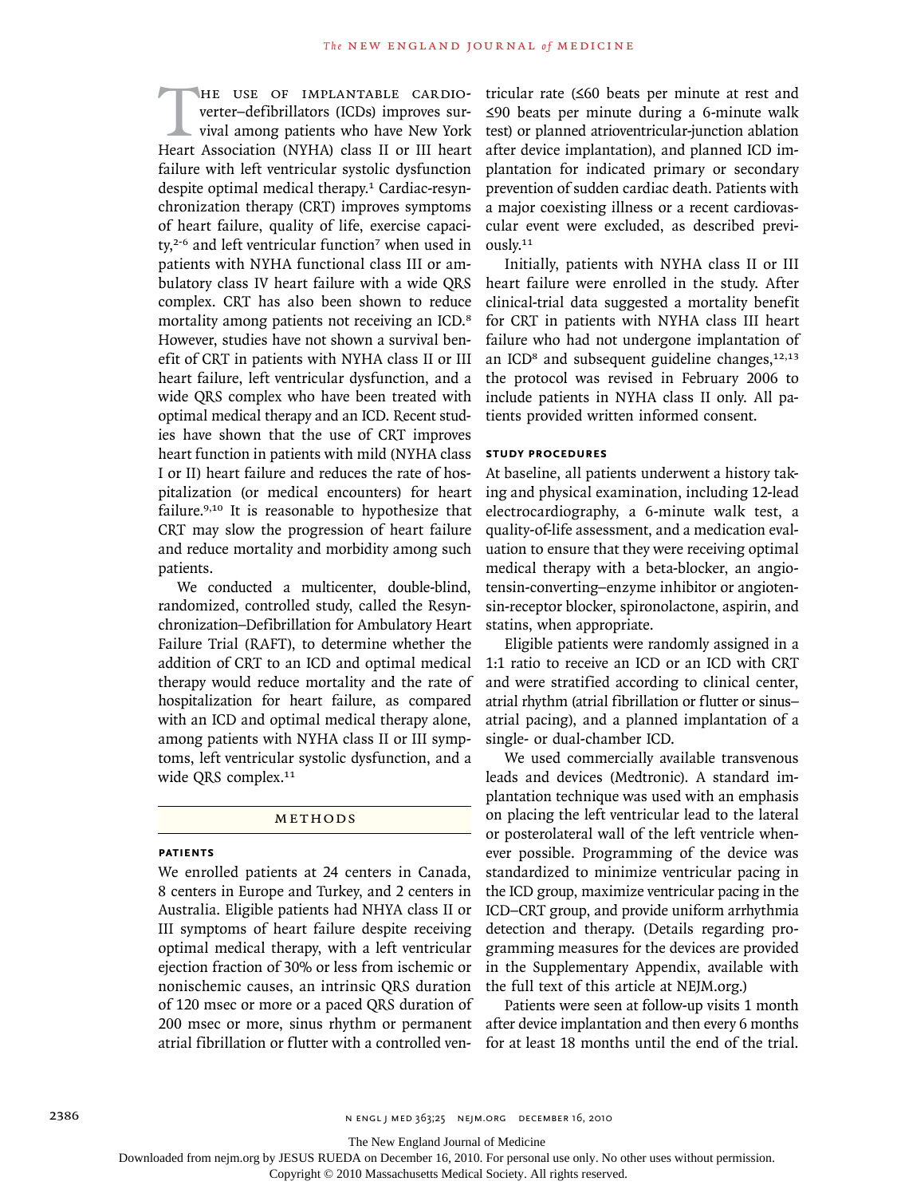The use of implantable cardioverter–defibrillators (ICDs) improves survival among patients who have New York Heart Association (NYHA) class II or III heart failure with left ventricular systolic dysfunction despite optimal medical therapy.[1] Cardiac-resynchronization therapy (CRT) improves symptoms of heart failure, quality of life, exercise capacity,[2-6] and left ventricular function[7] when used in patients with NYHA functional class III or ambulatory class IV heart failure with a wide QRS complex. CRT has also been shown to reduce mortality among patients not receiving an ICD.[8] However, studies have not shown a survival benefit of CRT in patients with NYHA class II or III heart failure, left ventricular dysfunction, and a wide QRS complex who have been treated with optimal medical therapy and an ICD. Recent studies have shown that the use of CRT improves heart function in patients with mild (NYHA class I or II) heart failure and reduces the rate of hospitalization (or medical encounters) for heart failure.[9,10] It is reasonable to hypothesize that CRT may slow the progression of heart failure and reduce mortality and morbidity among such patients.

We conducted a multicenter, double-blind, randomized, controlled study, called the Resynchronization–Defibrillation for Ambulatory Heart Failure Trial (RAFT), to determine whether the addition of CRT to an ICD and optimal medical therapy would reduce mortality and the rate of hospitalization for heart failure, as compared with an ICD and optimal medical therapy alone, among patients with NYHA class II or III symptoms, left ventricular systolic dysfunction, and a wide QRS complex.[11]

## Methods

### Patients

We enrolled patients at 24 centers in Canada, 8 centers in Europe and Turkey, and 2 centers in Australia. Eligible patients had NHYA class II or III symptoms of heart failure despite receiving optimal medical therapy, with a left ventricular ejection fraction of 30% or less from ischemic or nonischemic causes, an intrinsic QRS duration of 120 msec or more or a paced QRS duration of 200 msec or more, sinus rhythm or permanent atrial fibrillation or flutter with a controlled ventricular rate (≤60 beats per minute at rest and ≤90 beats per minute during a 6-minute walk test) or planned atrioventricular-junction ablation after device implantation), and planned ICD implantation for indicated primary or secondary prevention of sudden cardiac death. Patients with a major coexisting illness or a recent cardiovascular event were excluded, as described previously.[11]

Initially, patients with NYHA class II or III heart failure were enrolled in the study. After clinical-trial data suggested a mortality benefit for CRT in patients with NYHA class III heart failure who had not undergone implantation of an ICD[8] and subsequent guideline changes,[12,13] the protocol was revised in February 2006 to include patients in NYHA class II only. All patients provided written informed consent.

### Study Procedures

At baseline, all patients underwent a history taking and physical examination, including 12-lead electrocardiography, a 6-minute walk test, a quality-of-life assessment, and a medication evaluation to ensure that they were receiving optimal medical therapy with a beta-blocker, an angiotensin-converting–enzyme inhibitor or angiotensin-receptor blocker, spironolactone, aspirin, and statins, when appropriate.

Eligible patients were randomly assigned in a 1:1 ratio to receive an ICD or an ICD with CRT and were stratified according to clinical center, atrial rhythm (atrial fibrillation or flutter or sinus–atrial pacing), and a planned implantation of a single- or dual-chamber ICD.

We used commercially available transvenous leads and devices (Medtronic). A standard implantation technique was used with an emphasis on placing the left ventricular lead to the lateral or posterolateral wall of the left ventricle whenever possible. Programming of the device was standardized to minimize ventricular pacing in the ICD group, maximize ventricular pacing in the ICD–CRT group, and provide uniform arrhythmia detection and therapy. (Details regarding programming measures for the devices are provided in the Supplementary Appendix, available with the full text of this article at NEJM.org.)

Patients were seen at follow-up visits 1 month after device implantation and then every 6 months for at least 18 months until the end of the trial.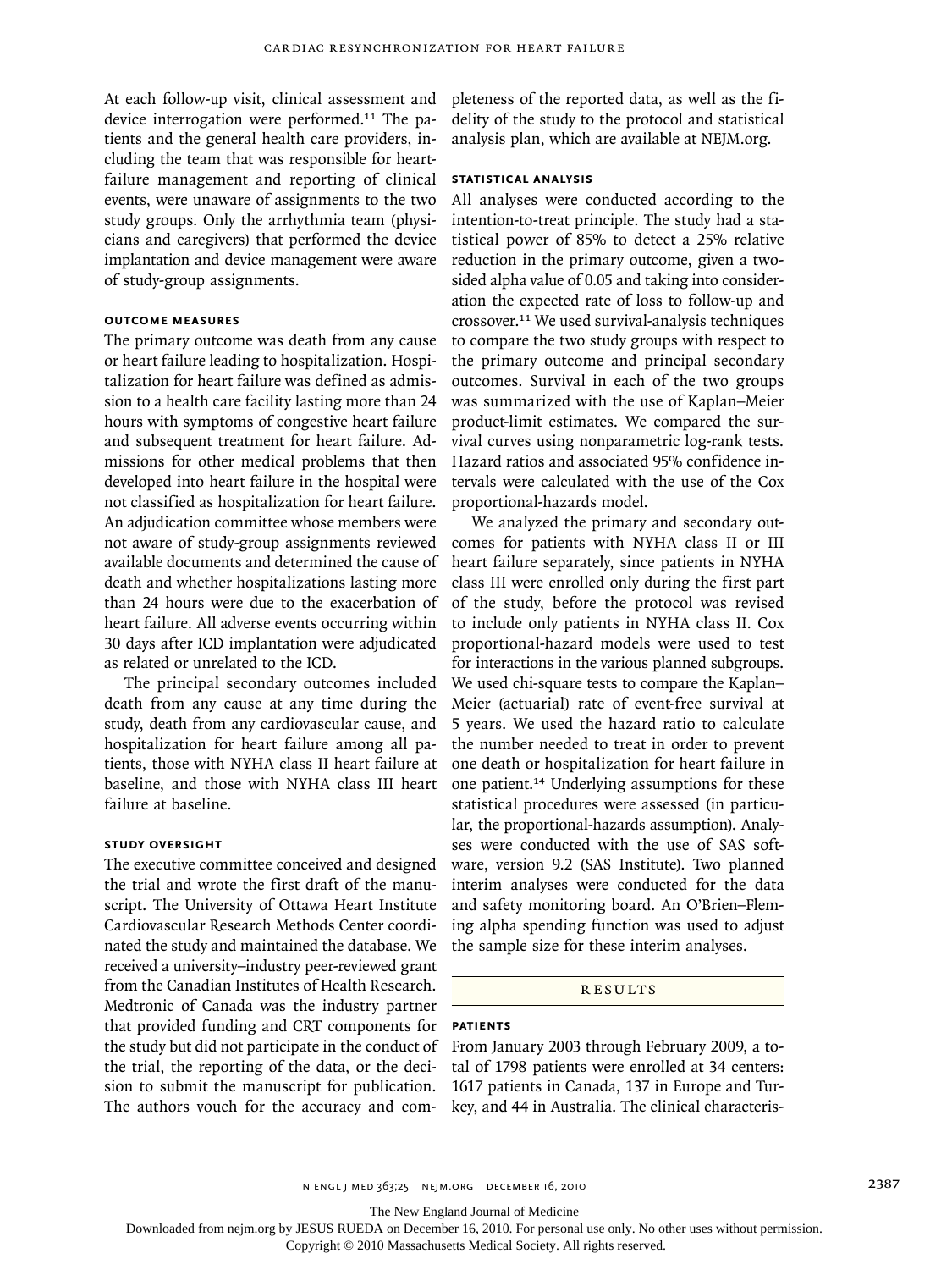At each follow-up visit, clinical assessment and device interrogation were performed.[11] The patients and the general health care providers, including the team that was responsible for heart-failure management and reporting of clinical events, were unaware of assignments to the two study groups. Only the arrhythmia team (physicians and caregivers) that performed the device implantation and device management were aware of study-group assignments.

### OUTCOME MEASURES

The primary outcome was death from any cause or heart failure leading to hospitalization. Hospitalization for heart failure was defined as admission to a health care facility lasting more than 24 hours with symptoms of congestive heart failure and subsequent treatment for heart failure. Admissions for other medical problems that then developed into heart failure in the hospital were not classified as hospitalization for heart failure. An adjudication committee whose members were not aware of study-group assignments reviewed available documents and determined the cause of death and whether hospitalizations lasting more than 24 hours were due to the exacerbation of heart failure. All adverse events occurring within 30 days after ICD implantation were adjudicated as related or unrelated to the ICD.

The principal secondary outcomes included death from any cause at any time during the study, death from any cardiovascular cause, and hospitalization for heart failure among all patients, those with NYHA class II heart failure at baseline, and those with NYHA class III heart failure at baseline.

### STUDY OVERSIGHT

The executive committee conceived and designed the trial and wrote the first draft of the manuscript. The University of Ottawa Heart Institute Cardiovascular Research Methods Center coordinated the study and maintained the database. We received a university–industry peer-reviewed grant from the Canadian Institutes of Health Research. Medtronic of Canada was the industry partner that provided funding and CRT components for the study but did not participate in the conduct of the trial, the reporting of the data, or the decision to submit the manuscript for publication. The authors vouch for the accuracy and completeness of the reported data, as well as the fidelity of the study to the protocol and statistical analysis plan, which are available at NEJM.org.

### STATISTICAL ANALYSIS

All analyses were conducted according to the intention-to-treat principle. The study had a statistical power of 85% to detect a 25% relative reduction in the primary outcome, given a two-sided alpha value of 0.05 and taking into consideration the expected rate of loss to follow-up and crossover.[11] We used survival-analysis techniques to compare the two study groups with respect to the primary outcome and principal secondary outcomes. Survival in each of the two groups was summarized with the use of Kaplan–Meier product-limit estimates. We compared the survival curves using nonparametric log-rank tests. Hazard ratios and associated 95% confidence intervals were calculated with the use of the Cox proportional-hazards model.

We analyzed the primary and secondary outcomes for patients with NYHA class II or III heart failure separately, since patients in NYHA class III were enrolled only during the first part of the study, before the protocol was revised to include only patients in NYHA class II. Cox proportional-hazard models were used to test for interactions in the various planned subgroups. We used chi-square tests to compare the Kaplan–Meier (actuarial) rate of event-free survival at 5 years. We used the hazard ratio to calculate the number needed to treat in order to prevent one death or hospitalization for heart failure in one patient.[14] Underlying assumptions for these statistical procedures were assessed (in particular, the proportional-hazards assumption). Analyses were conducted with the use of SAS software, version 9.2 (SAS Institute). Two planned interim analyses were conducted for the data and safety monitoring board. An O'Brien–Fleming alpha spending function was used to adjust the sample size for these interim analyses.

## RESULTS

### PATIENTS

From January 2003 through February 2009, a total of 1798 patients were enrolled at 34 centers: 1617 patients in Canada, 137 in Europe and Turkey, and 44 in Australia. The clinical characteris-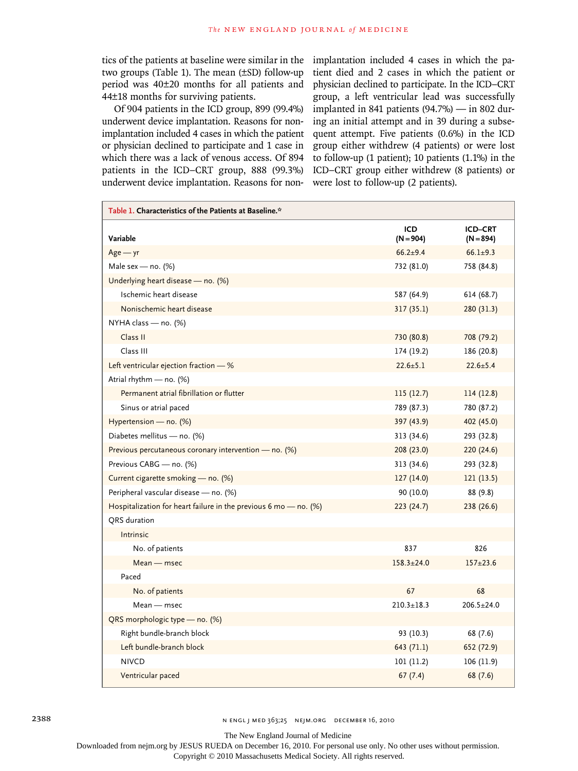tics of the patients at baseline were similar in the two groups (Table 1). The mean (±SD) follow-up period was 40±20 months for all patients and 44±18 months for surviving patients.

Of 904 patients in the ICD group, 899 (99.4%) underwent device implantation. Reasons for nonimplantation included 4 cases in which the patient or physician declined to participate and 1 case in which there was a lack of venous access. Of 894 patients in the ICD–CRT group, 888 (99.3%) underwent device implantation. Reasons for nonimplantation included 4 cases in which the patient died and 2 cases in which the patient or physician declined to participate. In the ICD–CRT group, a left ventricular lead was successfully implanted in 841 patients (94.7%) — in 802 during an initial attempt and in 39 during a subsequent attempt. Five patients (0.6%) in the ICD group either withdrew (4 patients) or were lost to follow-up (1 patient); 10 patients (1.1%) in the ICD–CRT group either withdrew (8 patients) or were lost to follow-up (2 patients).

**Table 1. Characteristics of the Patients at Baseline.***

| Variable | ICD (N=904) | ICD–CRT (N=894) |
|---|---|---|
| Age — yr | 66.2±9.4 | 66.1±9.3 |
| Male sex — no. (%) | 732 (81.0) | 758 (84.8) |
| Underlying heart disease — no. (%) | | |
| Ischemic heart disease | 587 (64.9) | 614 (68.7) |
| Nonischemic heart disease | 317 (35.1) | 280 (31.3) |
| NYHA class — no. (%) | | |
| Class II | 730 (80.8) | 708 (79.2) |
| Class III | 174 (19.2) | 186 (20.8) |
| Left ventricular ejection fraction — % | 22.6±5.1 | 22.6±5.4 |
| Atrial rhythm — no. (%) | | |
| Permanent atrial fibrillation or flutter | 115 (12.7) | 114 (12.8) |
| Sinus or atrial paced | 789 (87.3) | 780 (87.2) |
| Hypertension — no. (%) | 397 (43.9) | 402 (45.0) |
| Diabetes mellitus — no. (%) | 313 (34.6) | 293 (32.8) |
| Previous percutaneous coronary intervention — no. (%) | 208 (23.0) | 220 (24.6) |
| Previous CABG — no. (%) | 313 (34.6) | 293 (32.8) |
| Current cigarette smoking — no. (%) | 127 (14.0) | 121 (13.5) |
| Peripheral vascular disease — no. (%) | 90 (10.0) | 88 (9.8) |
| Hospitalization for heart failure in the previous 6 mo — no. (%) | 223 (24.7) | 238 (26.6) |
| QRS duration | | |
| Intrinsic | | |
| No. of patients | 837 | 826 |
| Mean — msec | 158.3±24.0 | 157±23.6 |
| Paced | | |
| No. of patients | 67 | 68 |
| Mean — msec | 210.3±18.3 | 206.5±24.0 |
| QRS morphologic type — no. (%) | | |
| Right bundle-branch block | 93 (10.3) | 68 (7.6) |
| Left bundle-branch block | 643 (71.1) | 652 (72.9) |
| NIVCD | 101 (11.2) | 106 (11.9) |
| Ventricular paced | 67 (7.4) | 68 (7.6) |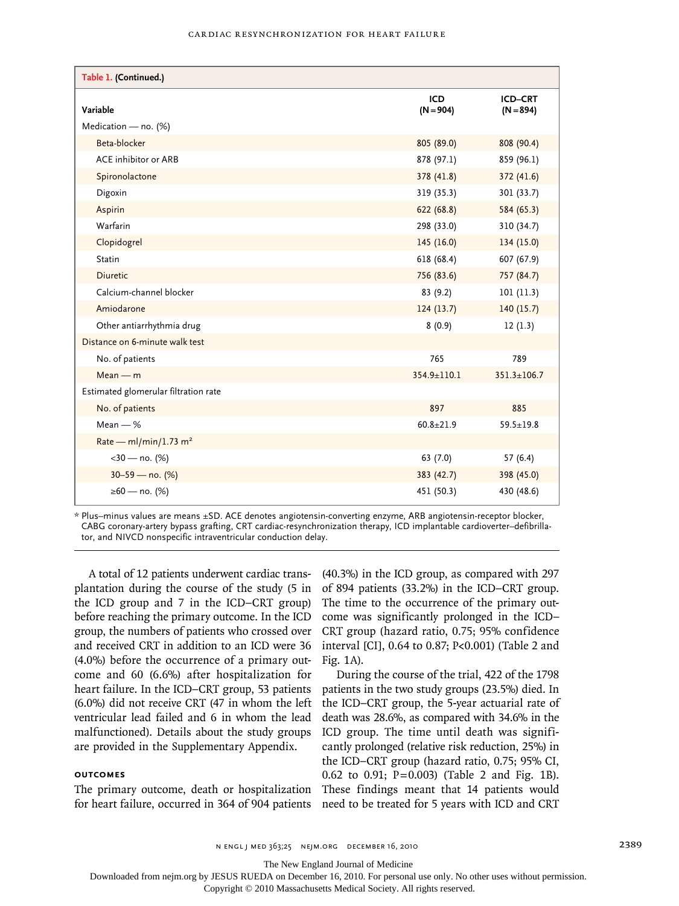**Table 1. (Continued.)**

| Variable | ICD (N=904) | ICD–CRT (N=894) |
|---|---|---|
| Medication — no. (%) | | |
| Beta-blocker | 805 (89.0) | 808 (90.4) |
| ACE inhibitor or ARB | 878 (97.1) | 859 (96.1) |
| Spironolactone | 378 (41.8) | 372 (41.6) |
| Digoxin | 319 (35.3) | 301 (33.7) |
| Aspirin | 622 (68.8) | 584 (65.3) |
| Warfarin | 298 (33.0) | 310 (34.7) |
| Clopidogrel | 145 (16.0) | 134 (15.0) |
| Statin | 618 (68.4) | 607 (67.9) |
| Diuretic | 756 (83.6) | 757 (84.7) |
| Calcium-channel blocker | 83 (9.2) | 101 (11.3) |
| Amiodarone | 124 (13.7) | 140 (15.7) |
| Other antiarrhythmia drug | 8 (0.9) | 12 (1.3) |
| Distance on 6-minute walk test | | |
| No. of patients | 765 | 789 |
| Mean — m | 354.9±110.1 | 351.3±106.7 |
| Estimated glomerular filtration rate | | |
| No. of patients | 897 | 885 |
| Mean — % | 60.8±21.9 | 59.5±19.8 |
| Rate — ml/min/1.73 $m^2$ | | |
| <30 — no. (%) | 63 (7.0) | 57 (6.4) |
| 30–59 — no. (%) | 383 (42.7) | 398 (45.0) |
| ≥60 — no. (%) | 451 (50.3) | 430 (48.6) |

* Plus–minus values are means ±SD. ACE denotes angiotensin-converting enzyme, ARB angiotensin-receptor blocker, CABG coronary-artery bypass grafting, CRT cardiac-resynchronization therapy, ICD implantable cardioverter–defibrillator, and NIVCD nonspecific intraventricular conduction delay.

A total of 12 patients underwent cardiac transplantation during the course of the study (5 in the ICD group and 7 in the ICD–CRT group) before reaching the primary outcome. In the ICD group, the numbers of patients who crossed over and received CRT in addition to an ICD were 36 (4.0%) before the occurrence of a primary outcome and 60 (6.6%) after hospitalization for heart failure. In the ICD–CRT group, 53 patients (6.0%) did not receive CRT (47 in whom the left ventricular lead failed and 6 in whom the lead malfunctioned). Details about the study groups are provided in the Supplementary Appendix.

### OUTCOMES

The primary outcome, death or hospitalization for heart failure, occurred in 364 of 904 patients (40.3%) in the ICD group, as compared with 297 of 894 patients (33.2%) in the ICD–CRT group. The time to the occurrence of the primary outcome was significantly prolonged in the ICD–CRT group (hazard ratio, 0.75; 95% confidence interval [CI], 0.64 to 0.87; P<0.001) (Table 2 and Fig. 1A).

During the course of the trial, 422 of the 1798 patients in the two study groups (23.5%) died. In the ICD–CRT group, the 5-year actuarial rate of death was 28.6%, as compared with 34.6% in the ICD group. The time until death was significantly prolonged (relative risk reduction, 25%) in the ICD–CRT group (hazard ratio, 0.75; 95% CI, 0.62 to 0.91; P=0.003) (Table 2 and Fig. 1B). These findings meant that 14 patients would need to be treated for 5 years with ICD and CRT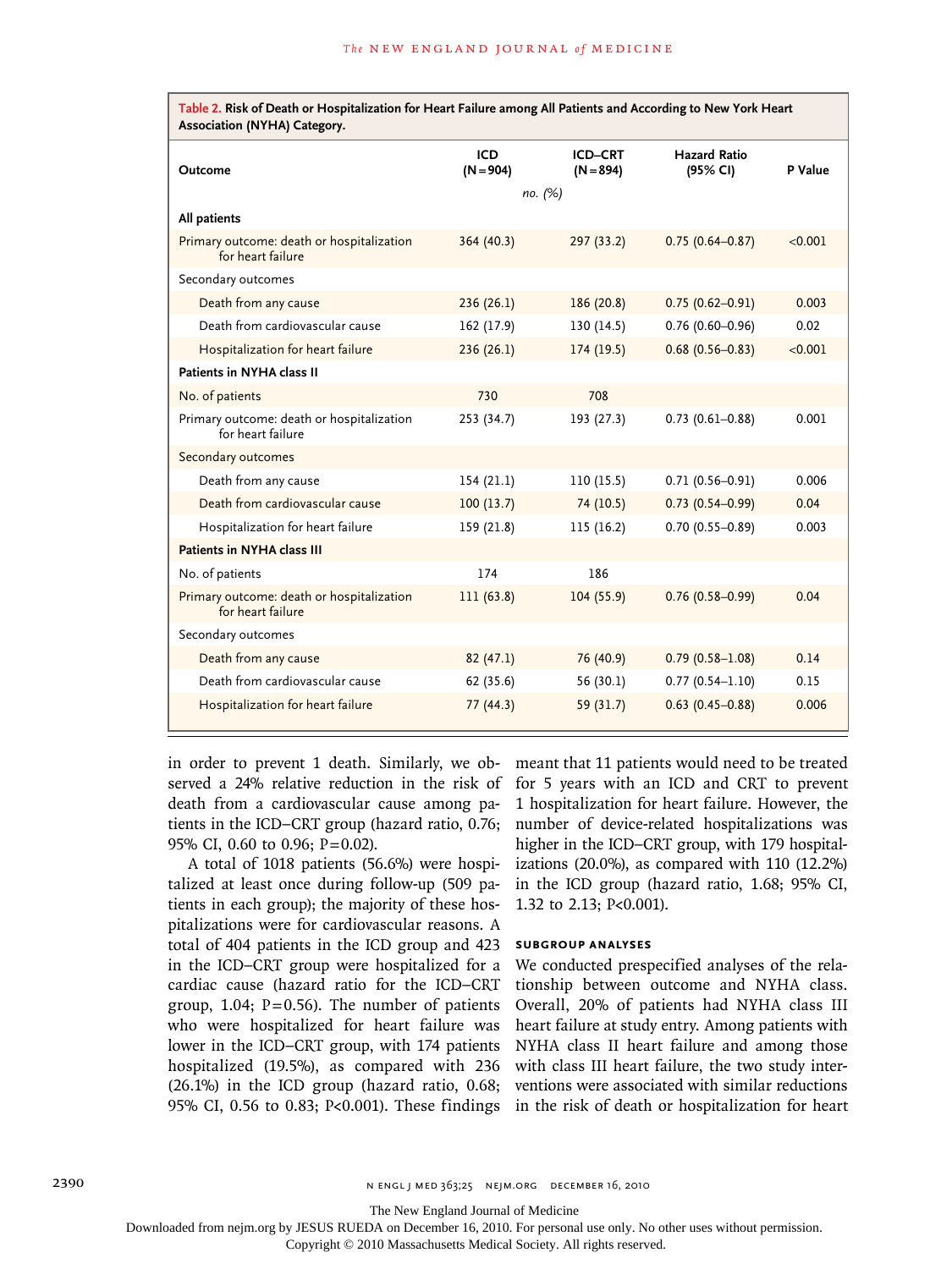**Table 2. Risk of Death or Hospitalization for Heart Failure among All Patients and According to New York Heart Association (NYHA) Category.**

| Outcome | ICD (N=904) | ICD–CRT (N=894) | Hazard Ratio (95% CI) | P Value |
|---|---|---|---|---|
| | *no. (%)* | | | |
| **All patients** | | | | |
| Primary outcome: death or hospitalization for heart failure | 364 (40.3) | 297 (33.2) | 0.75 (0.64–0.87) | <0.001 |
| Secondary outcomes | | | | |
| Death from any cause | 236 (26.1) | 186 (20.8) | 0.75 (0.62–0.91) | 0.003 |
| Death from cardiovascular cause | 162 (17.9) | 130 (14.5) | 0.76 (0.60–0.96) | 0.02 |
| Hospitalization for heart failure | 236 (26.1) | 174 (19.5) | 0.68 (0.56–0.83) | <0.001 |
| **Patients in NYHA class II** | | | | |
| No. of patients | 730 | 708 | | |
| Primary outcome: death or hospitalization for heart failure | 253 (34.7) | 193 (27.3) | 0.73 (0.61–0.88) | 0.001 |
| Secondary outcomes | | | | |
| Death from any cause | 154 (21.1) | 110 (15.5) | 0.71 (0.56–0.91) | 0.006 |
| Death from cardiovascular cause | 100 (13.7) | 74 (10.5) | 0.73 (0.54–0.99) | 0.04 |
| Hospitalization for heart failure | 159 (21.8) | 115 (16.2) | 0.70 (0.55–0.89) | 0.003 |
| **Patients in NYHA class III** | | | | |
| No. of patients | 174 | 186 | | |
| Primary outcome: death or hospitalization for heart failure | 111 (63.8) | 104 (55.9) | 0.76 (0.58–0.99) | 0.04 |
| Secondary outcomes | | | | |
| Death from any cause | 82 (47.1) | 76 (40.9) | 0.79 (0.58–1.08) | 0.14 |
| Death from cardiovascular cause | 62 (35.6) | 56 (30.1) | 0.77 (0.54–1.10) | 0.15 |
| Hospitalization for heart failure | 77 (44.3) | 59 (31.7) | 0.63 (0.45–0.88) | 0.006 |

in order to prevent 1 death. Similarly, we observed a 24% relative reduction in the risk of death from a cardiovascular cause among patients in the ICD–CRT group (hazard ratio, 0.76; 95% CI, 0.60 to 0.96; P=0.02).

A total of 1018 patients (56.6%) were hospitalized at least once during follow-up (509 patients in each group); the majority of these hospitalizations were for cardiovascular reasons. A total of 404 patients in the ICD group and 423 in the ICD–CRT group were hospitalized for a cardiac cause (hazard ratio for the ICD–CRT group, 1.04; P=0.56). The number of patients who were hospitalized for heart failure was lower in the ICD–CRT group, with 174 patients hospitalized (19.5%), as compared with 236 (26.1%) in the ICD group (hazard ratio, 0.68; 95% CI, 0.56 to 0.83; P<0.001). These findings meant that 11 patients would need to be treated for 5 years with an ICD and CRT to prevent 1 hospitalization for heart failure. However, the number of device-related hospitalizations was higher in the ICD–CRT group, with 179 hospitalizations (20.0%), as compared with 110 (12.2%) in the ICD group (hazard ratio, 1.68; 95% CI, 1.32 to 2.13; P<0.001).

### SUBGROUP ANALYSES

We conducted prespecified analyses of the relationship between outcome and NYHA class. Overall, 20% of patients had NYHA class III heart failure at study entry. Among patients with NYHA class II heart failure and among those with class III heart failure, the two study interventions were associated with similar reductions in the risk of death or hospitalization for heart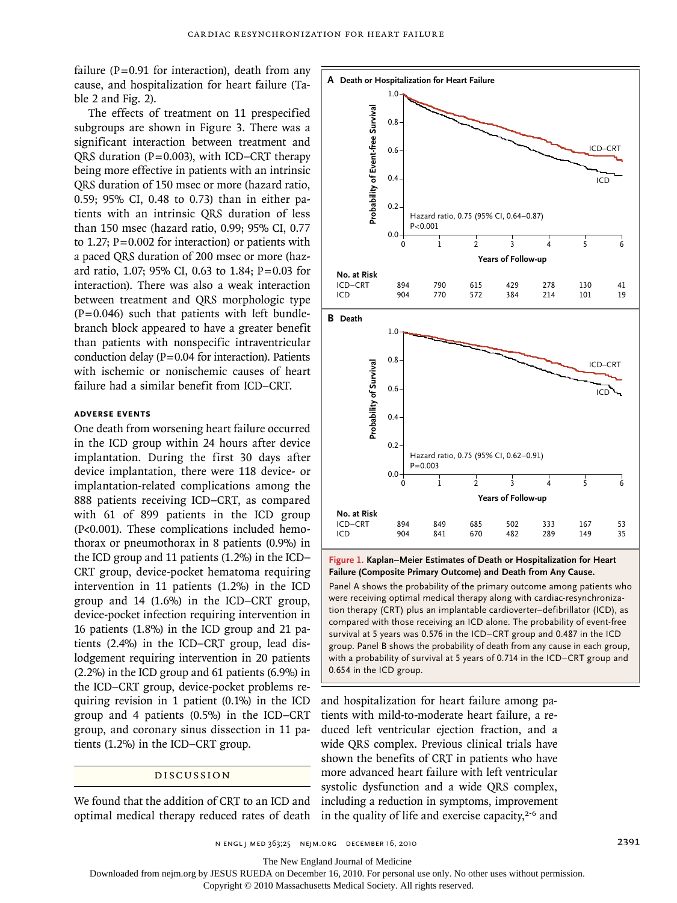failure (P=0.91 for interaction), death from any cause, and hospitalization for heart failure (Table 2 and Fig. 2).

The effects of treatment on 11 prespecified subgroups are shown in Figure 3. There was a significant interaction between treatment and QRS duration (P=0.003), with ICD–CRT therapy being more effective in patients with an intrinsic QRS duration of 150 msec or more (hazard ratio, 0.59; 95% CI, 0.48 to 0.73) than in either patients with an intrinsic QRS duration of less than 150 msec (hazard ratio, 0.99; 95% CI, 0.77 to 1.27; P=0.002 for interaction) or patients with a paced QRS duration of 200 msec or more (hazard ratio, 1.07; 95% CI, 0.63 to 1.84; P=0.03 for interaction). There was also a weak interaction between treatment and QRS morphologic type (P=0.046) such that patients with left bundle-branch block appeared to have a greater benefit than patients with nonspecific intraventricular conduction delay (P=0.04 for interaction). Patients with ischemic or nonischemic causes of heart failure had a similar benefit from ICD–CRT.

### ADVERSE EVENTS

One death from worsening heart failure occurred in the ICD group within 24 hours after device implantation. During the first 30 days after device implantation, there were 118 device- or implantation-related complications among the 888 patients receiving ICD–CRT, as compared with 61 of 899 patients in the ICD group (P<0.001). These complications included hemothorax or pneumothorax in 8 patients (0.9%) in the ICD group and 11 patients (1.2%) in the ICD–CRT group, device-pocket hematoma requiring intervention in 11 patients (1.2%) in the ICD group and 14 (1.6%) in the ICD–CRT group, device-pocket infection requiring intervention in 16 patients (1.8%) in the ICD group and 21 patients (2.4%) in the ICD–CRT group, lead dislodgement requiring intervention in 20 patients (2.2%) in the ICD group and 61 patients (6.9%) in the ICD–CRT group, device-pocket problems requiring revision in 1 patient (0.1%) in the ICD group and 4 patients (0.5%) in the ICD–CRT group, and coronary sinus dissection in 11 patients (1.2%) in the ICD–CRT group.

## DISCUSSION

We found that the addition of CRT to an ICD and optimal medical therapy reduced rates of death and hospitalization for heart failure among patients with mild-to-moderate heart failure, a reduced left ventricular ejection fraction, and a wide QRS complex. Previous clinical trials have shown the benefits of CRT in patients who have more advanced heart failure with left ventricular systolic dysfunction and a wide QRS complex, including a reduction in symptoms, improvement in the quality of life and exercise capacity,[2-6] and

**A Death or Hospitalization for Heart Failure**

Hazard ratio, 0.75 (95% CI, 0.64–0.87)
P<0.001

| No. at Risk | 0 | 1 | 2 | 3 | 4 | 5 | 6 |
|---|---|---|---|---|---|---|---|
| ICD–CRT | 894 | 790 | 615 | 429 | 278 | 130 | 41 |
| ICD | 904 | 770 | 572 | 384 | 214 | 101 | 19 |

**B Death**

Hazard ratio, 0.75 (95% CI, 0.62–0.91)
P=0.003

| No. at Risk | 0 | 1 | 2 | 3 | 4 | 5 | 6 |
|---|---|---|---|---|---|---|---|
| ICD–CRT | 894 | 849 | 685 | 502 | 333 | 167 | 53 |
| ICD | 904 | 841 | 670 | 482 | 289 | 149 | 35 |

**Figure 1. Kaplan–Meier Estimates of Death or Hospitalization for Heart Failure (Composite Primary Outcome) and Death from Any Cause.**

Panel A shows the probability of the primary outcome among patients who were receiving optimal medical therapy along with cardiac-resynchronization therapy (CRT) plus an implantable cardioverter–defibrillator (ICD), as compared with those receiving an ICD alone. The probability of event-free survival at 5 years was 0.576 in the ICD–CRT group and 0.487 in the ICD group. Panel B shows the probability of death from any cause in each group, with a probability of survival at 5 years of 0.714 in the ICD–CRT group and 0.654 in the ICD group.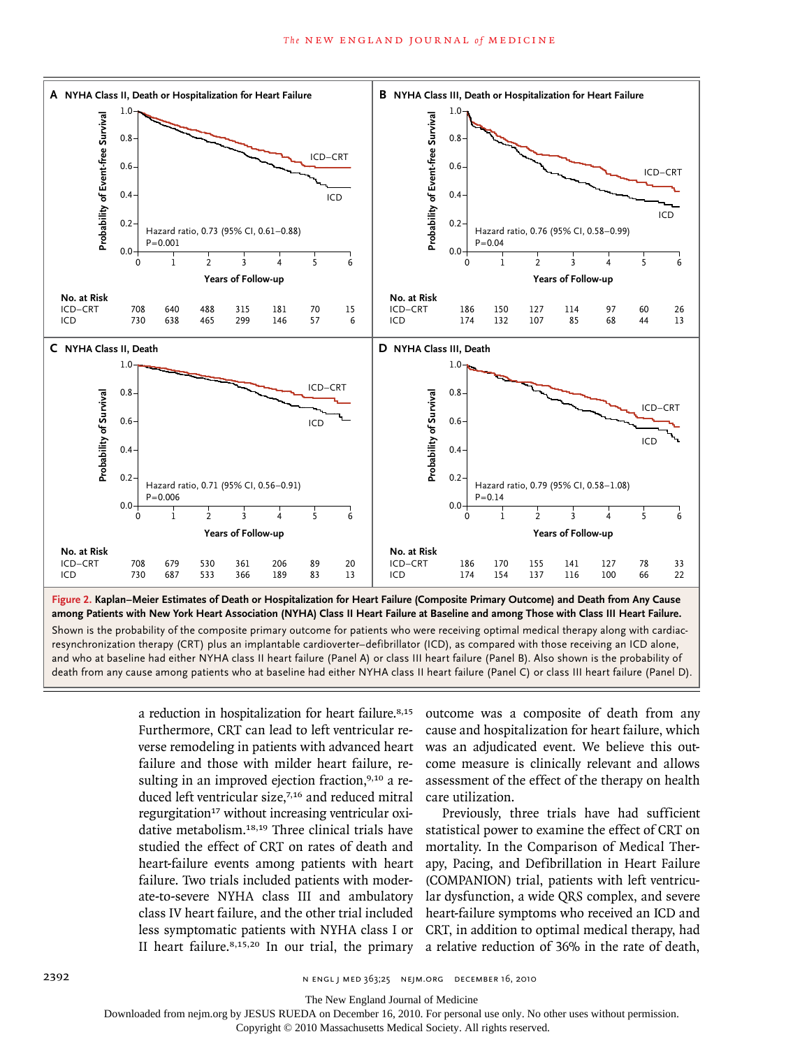**Figure 2. Kaplan–Meier Estimates of Death or Hospitalization for Heart Failure (Composite Primary Outcome) and Death from Any Cause among Patients with New York Heart Association (NYHA) Class II Heart Failure at Baseline and among Those with Class III Heart Failure.** Shown is the probability of the composite primary outcome for patients who were receiving optimal medical therapy along with cardiac-resynchronization therapy (CRT) plus an implantable cardioverter–defibrillator (ICD), as compared with those receiving an ICD alone, and who at baseline had either NYHA class II heart failure (Panel A) or class III heart failure (Panel B). Also shown is the probability of death from any cause among patients who at baseline had either NYHA class II heart failure (Panel C) or class III heart failure (Panel D).

**A NYHA Class II, Death or Hospitalization for Heart Failure** — Hazard ratio, 0.73 (95% CI, 0.61–0.88); P=0.001

| No. at Risk | 0 | 1 | 2 | 3 | 4 | 5 | 6 |
|---|---|---|---|---|---|---|---|
| ICD–CRT | 708 | 640 | 488 | 315 | 181 | 70 | 15 |
| ICD | 730 | 638 | 465 | 299 | 146 | 57 | 6 |

**B NYHA Class III, Death or Hospitalization for Heart Failure** — Hazard ratio, 0.76 (95% CI, 0.58–0.99); P=0.04

| No. at Risk | 0 | 1 | 2 | 3 | 4 | 5 | 6 |
|---|---|---|---|---|---|---|---|
| ICD–CRT | 186 | 150 | 127 | 114 | 97 | 60 | 26 |
| ICD | 174 | 132 | 107 | 85 | 68 | 44 | 13 |

**C NYHA Class II, Death** — Hazard ratio, 0.71 (95% CI, 0.56–0.91); P=0.006

| No. at Risk | 0 | 1 | 2 | 3 | 4 | 5 | 6 |
|---|---|---|---|---|---|---|---|
| ICD–CRT | 708 | 679 | 530 | 361 | 206 | 89 | 20 |
| ICD | 730 | 687 | 533 | 366 | 189 | 83 | 13 |

**D NYHA Class III, Death** — Hazard ratio, 0.79 (95% CI, 0.58–1.08); P=0.14

| No. at Risk | 0 | 1 | 2 | 3 | 4 | 5 | 6 |
|---|---|---|---|---|---|---|---|
| ICD–CRT | 186 | 170 | 155 | 141 | 127 | 78 | 33 |
| ICD | 174 | 154 | 137 | 116 | 100 | 66 | 22 |

a reduction in hospitalization for heart failure.[8,15] Furthermore, CRT can lead to left ventricular reverse remodeling in patients with advanced heart failure and those with milder heart failure, resulting in an improved ejection fraction,[9,10] a reduced left ventricular size,[7,16] and reduced mitral regurgitation[17] without increasing ventricular oxidative metabolism.[18,19] Three clinical trials have studied the effect of CRT on rates of death and heart-failure events among patients with heart failure. Two trials included patients with moderate-to-severe NYHA class III and ambulatory class IV heart failure, and the other trial included less symptomatic patients with NYHA class I or II heart failure.[8,15,20] In our trial, the primary outcome was a composite of death from any cause and hospitalization for heart failure, which was an adjudicated event. We believe this outcome measure is clinically relevant and allows assessment of the effect of the therapy on health care utilization.

Previously, three trials have had sufficient statistical power to examine the effect of CRT on mortality. In the Comparison of Medical Therapy, Pacing, and Defibrillation in Heart Failure (COMPANION) trial, patients with left ventricular dysfunction, a wide QRS complex, and severe heart-failure symptoms who received an ICD and CRT, in addition to optimal medical therapy, had a relative reduction of 36% in the rate of death,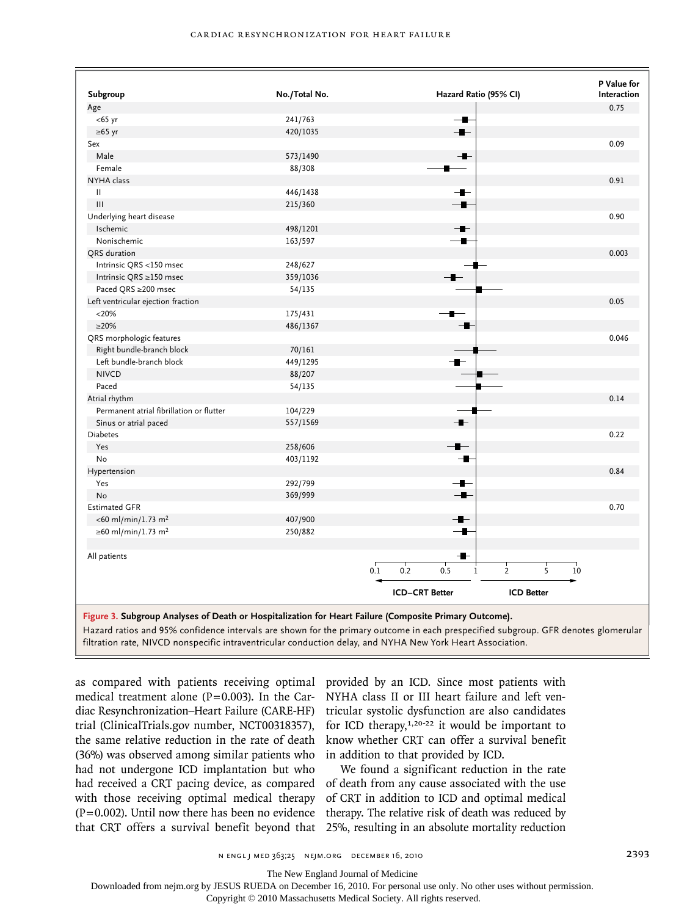| Subgroup | No./Total No. | Hazard Ratio (95% CI) | P Value for Interaction |
|---|---|---|---|
| Age | | | 0.75 |
| <65 yr | 241/763 | | |
| ≥65 yr | 420/1035 | | |
| Sex | | | 0.09 |
| Male | 573/1490 | | |
| Female | 88/308 | | |
| NYHA class | | | 0.91 |
| II | 446/1438 | | |
| III | 215/360 | | |
| Underlying heart disease | | | 0.90 |
| Ischemic | 498/1201 | | |
| Nonischemic | 163/597 | | |
| QRS duration | | | 0.003 |
| Intrinsic QRS <150 msec | 248/627 | | |
| Intrinsic QRS ≥150 msec | 359/1036 | | |
| Paced QRS ≥200 msec | 54/135 | | |
| Left ventricular ejection fraction | | | 0.05 |
| <20% | 175/431 | | |
| ≥20% | 486/1367 | | |
| QRS morphologic features | | | 0.046 |
| Right bundle-branch block | 70/161 | | |
| Left bundle-branch block | 449/1295 | | |
| NIVCD | 88/207 | | |
| Paced | 54/135 | | |
| Atrial rhythm | | | 0.14 |
| Permanent atrial fibrillation or flutter | 104/229 | | |
| Sinus or atrial paced | 557/1569 | | |
| Diabetes | | | 0.22 |
| Yes | 258/606 | | |
| No | 403/1192 | | |
| Hypertension | | | 0.84 |
| Yes | 292/799 | | |
| No | 369/999 | | |
| Estimated GFR | | | 0.70 |
| <60 ml/min/1.73 $m^2$ | 407/900 | | |
| ≥60 ml/min/1.73 $m^2$ | 250/882 | | |
| All patients | | | |

Axis: 0.1, 0.2, 0.5, 1, 2, 5, 10 — ICD–CRT Better ← → ICD Better

**Figure 3. Subgroup Analyses of Death or Hospitalization for Heart Failure (Composite Primary Outcome).**
Hazard ratios and 95% confidence intervals are shown for the primary outcome in each prespecified subgroup. GFR denotes glomerular filtration rate, NIVCD nonspecific intraventricular conduction delay, and NYHA New York Heart Association.

as compared with patients receiving optimal medical treatment alone (P=0.003). In the Cardiac Resynchronization–Heart Failure (CARE-HF) trial (ClinicalTrials.gov number, NCT00318357), the same relative reduction in the rate of death (36%) was observed among similar patients who had not undergone ICD implantation but who had received a CRT pacing device, as compared with those receiving optimal medical therapy (P=0.002). Until now there has been no evidence that CRT offers a survival benefit beyond that provided by an ICD. Since most patients with NYHA class II or III heart failure and left ventricular systolic dysfunction are also candidates for ICD therapy,[1,20-22] it would be important to know whether CRT can offer a survival benefit in addition to that provided by ICD.

We found a significant reduction in the rate of death from any cause associated with the use of CRT in addition to ICD and optimal medical therapy. The relative risk of death was reduced by 25%, resulting in an absolute mortality reduction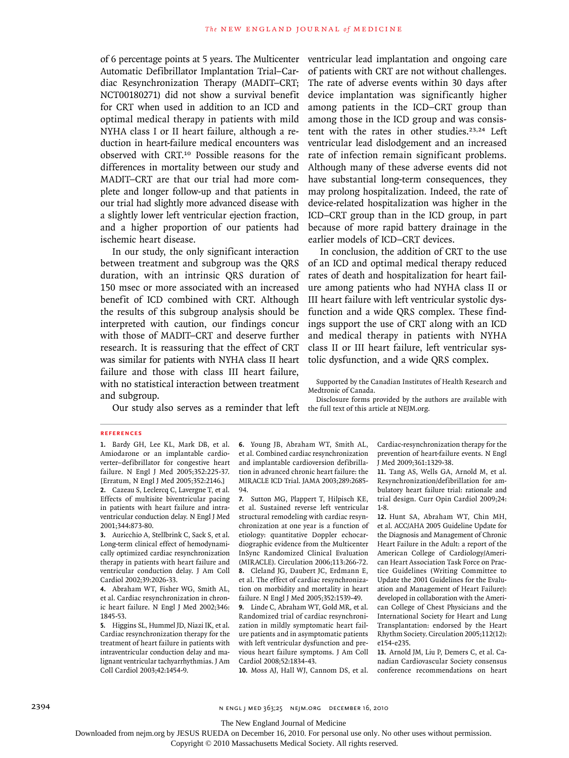of 6 percentage points at 5 years. The Multicenter Automatic Defibrillator Implantation Trial–Cardiac Resynchronization Therapy (MADIT–CRT; NCT00180271) did not show a survival benefit for CRT when used in addition to an ICD and optimal medical therapy in patients with mild NYHA class I or II heart failure, although a reduction in heart-failure medical encounters was observed with CRT.[10] Possible reasons for the differences in mortality between our study and MADIT–CRT are that our trial had more complete and longer follow-up and that patients in our trial had slightly more advanced disease with a slightly lower left ventricular ejection fraction, and a higher proportion of our patients had ischemic heart disease.

In our study, the only significant interaction between treatment and subgroup was the QRS duration, with an intrinsic QRS duration of 150 msec or more associated with an increased benefit of ICD combined with CRT. Although the results of this subgroup analysis should be interpreted with caution, our findings concur with those of MADIT–CRT and deserve further research. It is reassuring that the effect of CRT was similar for patients with NYHA class II heart failure and those with class III heart failure, with no statistical interaction between treatment and subgroup.

Our study also serves as a reminder that left ventricular lead implantation and ongoing care of patients with CRT are not without challenges. The rate of adverse events within 30 days after device implantation was significantly higher among patients in the ICD–CRT group than among those in the ICD group and was consistent with the rates in other studies.[23,24] Left ventricular lead dislodgement and an increased rate of infection remain significant problems. Although many of these adverse events did not have substantial long-term consequences, they may prolong hospitalization. Indeed, the rate of device-related hospitalization was higher in the ICD–CRT group than in the ICD group, in part because of more rapid battery drainage in the earlier models of ICD–CRT devices.

In conclusion, the addition of CRT to the use of an ICD and optimal medical therapy reduced rates of death and hospitalization for heart failure among patients who had NYHA class II or III heart failure with left ventricular systolic dysfunction and a wide QRS complex. These findings support the use of CRT along with an ICD and medical therapy in patients with NYHA class II or III heart failure, left ventricular systolic dysfunction, and a wide QRS complex.

Supported by the Canadian Institutes of Health Research and Medtronic of Canada.

Disclosure forms provided by the authors are available with the full text of this article at NEJM.org.

## References

1. Bardy GH, Lee KL, Mark DB, et al. Amiodarone or an implantable cardioverter–defibrillator for congestive heart failure. N Engl J Med 2005;352:225-37. [Erratum, N Engl J Med 2005;352:2146.]
2. Cazeau S, Leclercq C, Lavergne T, et al. Effects of multisite biventricular pacing in patients with heart failure and intraventricular conduction delay. N Engl J Med 2001;344:873-80.
3. Auricchio A, Stellbrink C, Sack S, et al. Long-term clinical effect of hemodynamically optimized cardiac resynchronization therapy in patients with heart failure and ventricular conduction delay. J Am Coll Cardiol 2002;39:2026-33.
4. Abraham WT, Fisher WG, Smith AL, et al. Cardiac resynchronization in chronic heart failure. N Engl J Med 2002;346:1845-53.
5. Higgins SL, Hummel JD, Niazi IK, et al. Cardiac resynchronization therapy for the treatment of heart failure in patients with intraventricular conduction delay and malignant ventricular tachyarrhythmias. J Am Coll Cardiol 2003;42:1454-9.
6. Young JB, Abraham WT, Smith AL, et al. Combined cardiac resynchronization and implantable cardioversion defibrillation in advanced chronic heart failure: the MIRACLE ICD Trial. JAMA 2003;289:2685-94.
7. Sutton MG, Plappert T, Hilpisch KE, et al. Sustained reverse left ventricular structural remodeling with cardiac resynchronization at one year is a function of etiology: quantitative Doppler echocardiographic evidence from the Multicenter InSync Randomized Clinical Evaluation (MIRACLE). Circulation 2006;113:266-72.
8. Cleland JG, Daubert JC, Erdmann E, et al. The effect of cardiac resynchronization on morbidity and mortality in heart failure. N Engl J Med 2005;352:1539-49.
9. Linde C, Abraham WT, Gold MR, et al. Randomized trial of cardiac resynchronization in mildly symptomatic heart failure patients and in asymptomatic patients with left ventricular dysfunction and previous heart failure symptoms. J Am Coll Cardiol 2008;52:1834-43.
10. Moss AJ, Hall WJ, Cannom DS, et al. Cardiac-resynchronization therapy for the prevention of heart-failure events. N Engl J Med 2009;361:1329-38.
11. Tang AS, Wells GA, Arnold M, et al. Resynchronization/defibrillation for ambulatory heart failure trial: rationale and trial design. Curr Opin Cardiol 2009;24:1-8.
12. Hunt SA, Abraham WT, Chin MH, et al. ACC/AHA 2005 Guideline Update for the Diagnosis and Management of Chronic Heart Failure in the Adult: a report of the American College of Cardiology/American Heart Association Task Force on Practice Guidelines (Writing Committee to Update the 2001 Guidelines for the Evaluation and Management of Heart Failure): developed in collaboration with the American College of Chest Physicians and the International Society for Heart and Lung Transplantation: endorsed by the Heart Rhythm Society. Circulation 2005;112(12):e154-e235.
13. Arnold JM, Liu P, Demers C, et al. Canadian Cardiovascular Society consensus conference recommendations on heart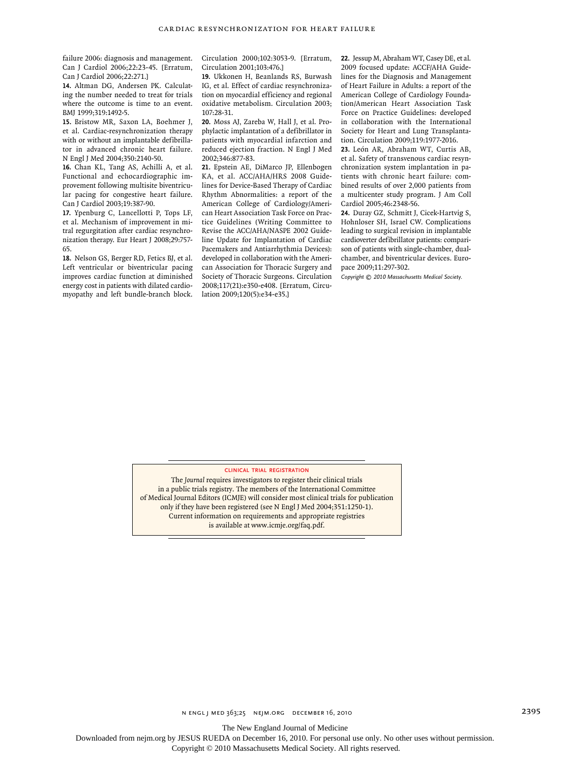failure 2006: diagnosis and management. Can J Cardiol 2006;22:23-45. [Erratum, Can J Cardiol 2006;22:271.]

**14.** Altman DG, Andersen PK. Calculating the number needed to treat for trials where the outcome is time to an event. BMJ 1999;319:1492-5.

**15.** Bristow MR, Saxon LA, Boehmer J, et al. Cardiac-resynchronization therapy with or without an implantable defibrillator in advanced chronic heart failure. N Engl J Med 2004;350:2140-50.

**16.** Chan KL, Tang AS, Achilli A, et al. Functional and echocardiographic improvement following multisite biventricular pacing for congestive heart failure. Can J Cardiol 2003;19:387-90.

**17.** Ypenburg C, Lancellotti P, Tops LF, et al. Mechanism of improvement in mitral regurgitation after cardiac resynchronization therapy. Eur Heart J 2008;29:757-65.

**18.** Nelson GS, Berger RD, Fetics BJ, et al. Left ventricular or biventricular pacing improves cardiac function at diminished energy cost in patients with dilated cardiomyopathy and left bundle-branch block. Circulation 2000;102:3053-9. [Erratum, Circulation 2001;103:476.]

**19.** Ukkonen H, Beanlands RS, Burwash IG, et al. Effect of cardiac resynchronization on myocardial efficiency and regional oxidative metabolism. Circulation 2003;107:28-31.

**20.** Moss AJ, Zareba W, Hall J, et al. Prophylactic implantation of a defibrillator in patients with myocardial infarction and reduced ejection fraction. N Engl J Med 2002;346:877-83.

**21.** Epstein AE, DiMarco JP, Ellenbogen KA, et al. ACC/AHA/HRS 2008 Guidelines for Device-Based Therapy of Cardiac Rhythm Abnormalities: a report of the American College of Cardiology/American Heart Association Task Force on Practice Guidelines (Writing Committee to Revise the ACC/AHA/NASPE 2002 Guideline Update for Implantation of Cardiac Pacemakers and Antiarrhythmia Devices): developed in collaboration with the American Association for Thoracic Surgery and Society of Thoracic Surgeons. Circulation 2008;117(21):e350-e408. [Erratum, Circulation 2009;120(5):e34-e35.]

**22.** Jessup M, Abraham WT, Casey DE, et al. 2009 focused update: ACCF/AHA Guidelines for the Diagnosis and Management of Heart Failure in Adults: a report of the American College of Cardiology Foundation/American Heart Association Task Force on Practice Guidelines: developed in collaboration with the International Society for Heart and Lung Transplantation. Circulation 2009;119:1977-2016.

**23.** León AR, Abraham WT, Curtis AB, et al. Safety of transvenous cardiac resynchronization system implantation in patients with chronic heart failure: combined results of over 2,000 patients from a multicenter study program. J Am Coll Cardiol 2005;46:2348-56.

**24.** Duray GZ, Schmitt J, Cicek-Hartvig S, Hohnloser SH, Israel CW. Complications leading to surgical revision in implantable cardioverter defibrillator patients: comparison of patients with single-chamber, dual-chamber, and biventricular devices. Europace 2009;11:297-302.

*Copyright © 2010 Massachusetts Medical Society.*

### CLINICAL TRIAL REGISTRATION

The *Journal* requires investigators to register their clinical trials in a public trials registry. The members of the International Committee of Medical Journal Editors (ICMJE) will consider most clinical trials for publication only if they have been registered (see N Engl J Med 2004;351:1250-1). Current information on requirements and appropriate registries is available at www.icmje.org/faq.pdf.